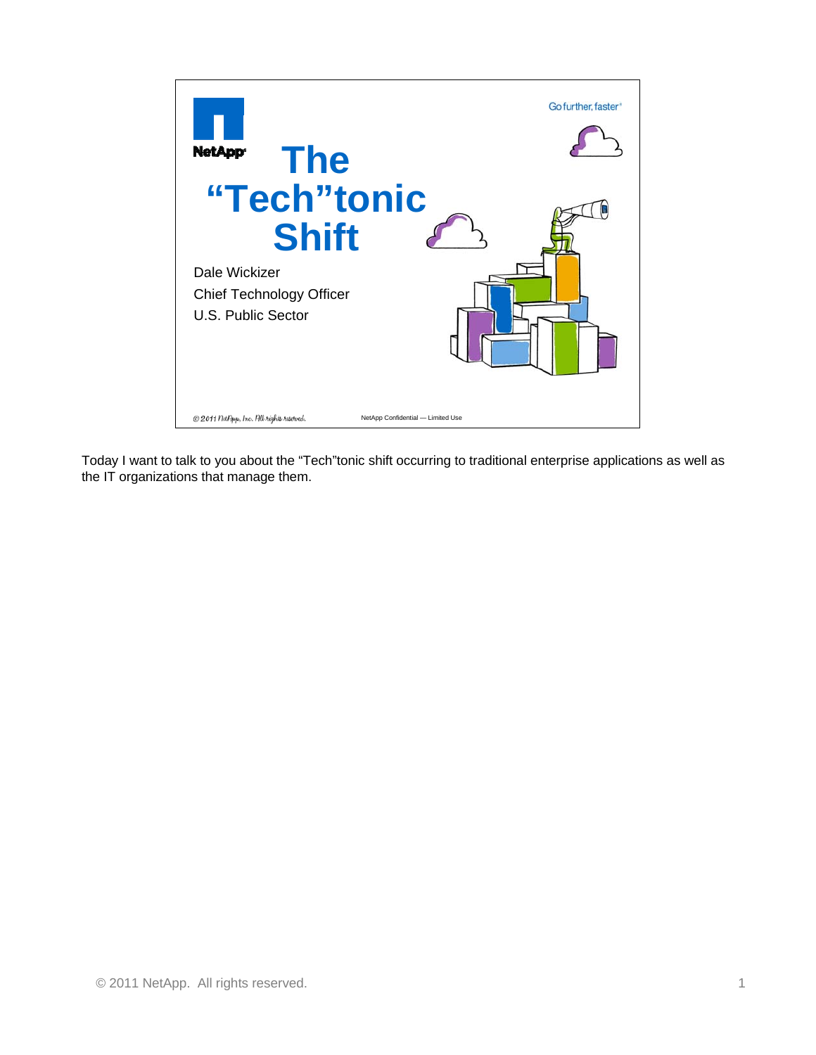# The "Tech"tonic Shift

Go further, faster®

NetApp

Dale Wickizer

Chief Technology Officer

U.S. Public Sector

© 2011 NetApp, Inc. All rights reserved.

NetApp Confidential — Limited Use

Today I want to talk to you about the "Tech"tonic shift occurring to traditional enterprise applications as well as the IT organizations that manage them.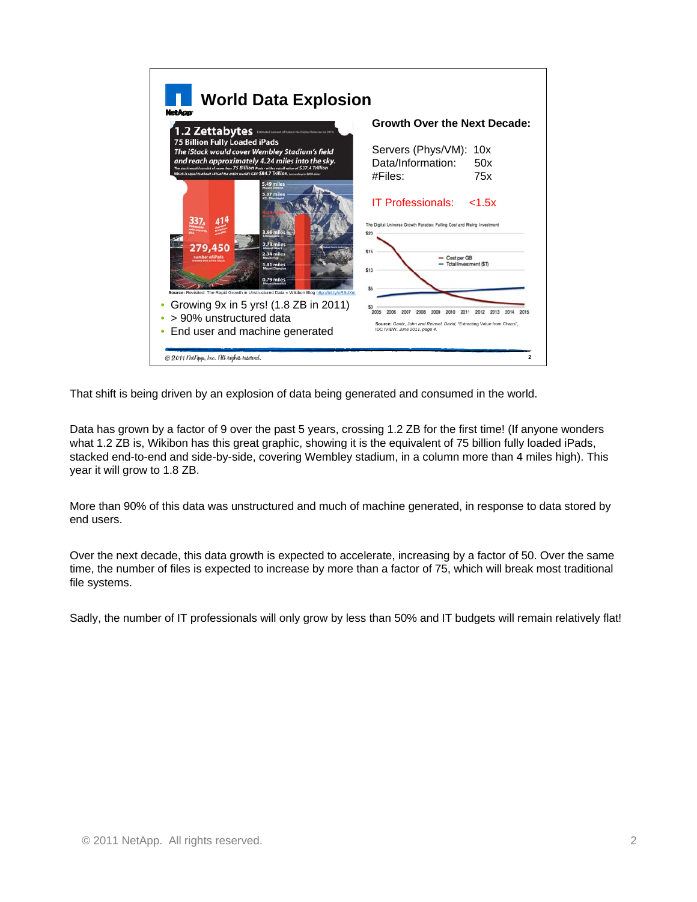# World Data Explosion

**Growth Over the Next Decade:**

Servers (Phys/VM): 10x
Data/Information: 50x
#Files: 75x

IT Professionals: <1.5x

- Growing 9x in 5 yrs! (1.8 ZB in 2011)
- > 90% unstructured data
- End user and machine generated

That shift is being driven by an explosion of data being generated and consumed in the world.

Data has grown by a factor of 9 over the past 5 years, crossing 1.2 ZB for the first time! (If anyone wonders what 1.2 ZB is, Wikibon has this great graphic, showing it is the equivalent of 75 billion fully loaded iPads, stacked end-to-end and side-by-side, covering Wembley stadium, in a column more than 4 miles high). This year it will grow to 1.8 ZB.

More than 90% of this data was unstructured and much of machine generated, in response to data stored by end users.

Over the next decade, this data growth is expected to accelerate, increasing by a factor of 50. Over the same time, the number of files is expected to increase by more than a factor of 75, which will break most traditional file systems.

Sadly, the number of IT professionals will only grow by less than 50% and IT budgets will remain relatively flat!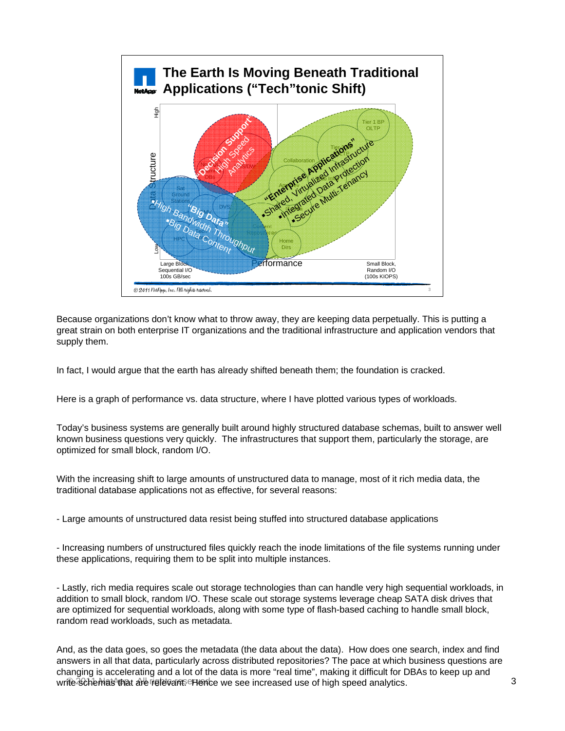## The Earth Is Moving Beneath Traditional Applications ("Tech"tonic Shift)

Because organizations don't know what to throw away, they are keeping data perpetually. This is putting a great strain on both enterprise IT organizations and the traditional infrastructure and application vendors that supply them.

In fact, I would argue that the earth has already shifted beneath them; the foundation is cracked.

Here is a graph of performance vs. data structure, where I have plotted various types of workloads.

Today's business systems are generally built around highly structured database schemas, built to answer well known business questions very quickly. The infrastructures that support them, particularly the storage, are optimized for small block, random I/O.

With the increasing shift to large amounts of unstructured data to manage, most of it rich media data, the traditional database applications not as effective, for several reasons:

- Large amounts of unstructured data resist being stuffed into structured database applications

- Increasing numbers of unstructured files quickly reach the inode limitations of the file systems running under these applications, requiring them to be split into multiple instances.

- Lastly, rich media requires scale out storage technologies than can handle very high sequential workloads, in addition to small block, random I/O. These scale out storage systems leverage cheap SATA disk drives that are optimized for sequential workloads, along with some type of flash-based caching to handle small block, random read workloads, such as metadata.

And, as the data goes, so goes the metadata (the data about the data). How does one search, index and find answers in all that data, particularly across distributed repositories? The pace at which business questions are changing is accelerating and a lot of the data is more "real time", making it difficult for DBAs to keep up and write schemas that are relevant. Hence we see increased use of high speed analytics.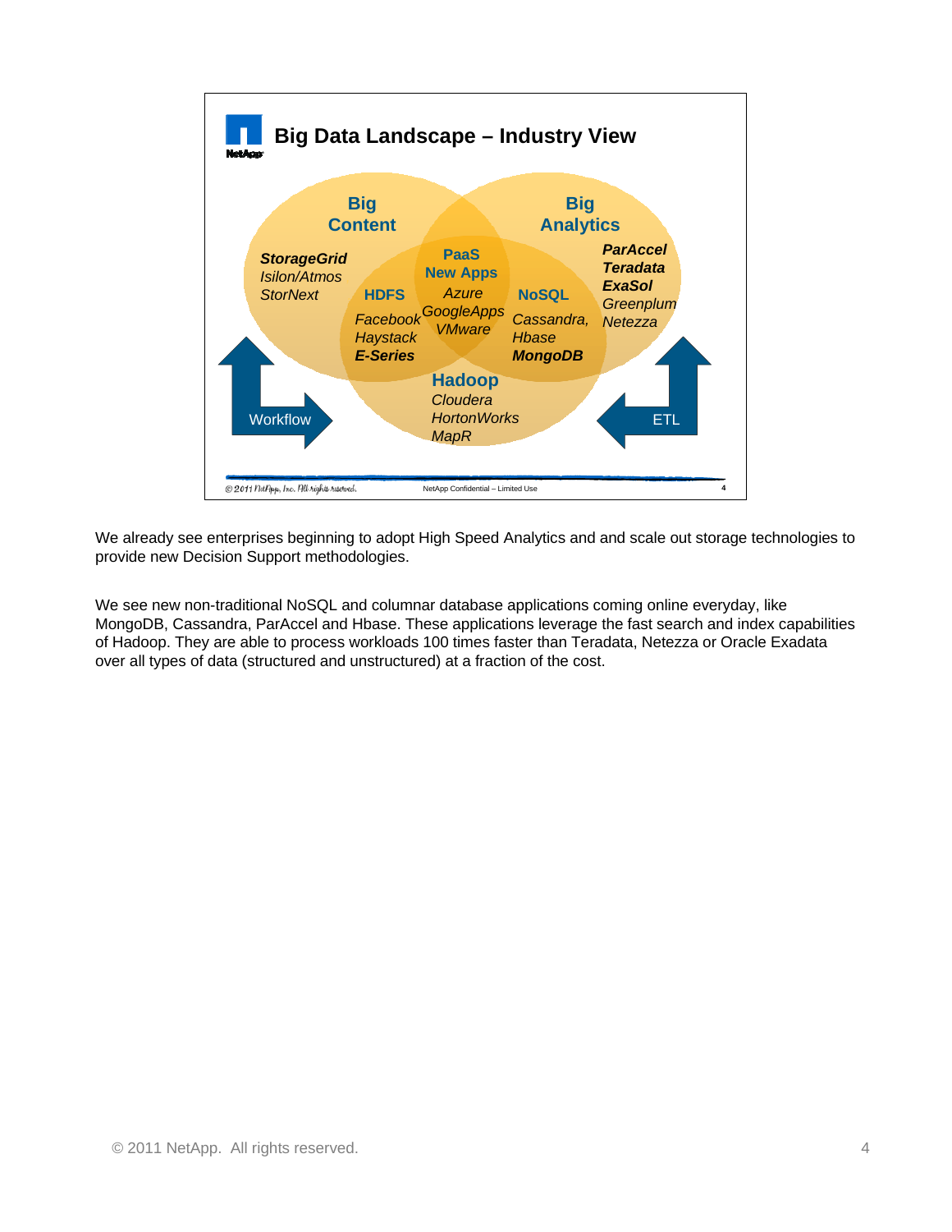## Big Data Landscape – Industry View

**Big Content**
- ***StorageGrid***
- *Isilon/Atmos*
- *StorNext*

**Big Analytics**
- ***ParAccel***
- ***Teradata***
- ***ExaSol***
- *Greenplum*
- *Netezza*

**PaaS New Apps**
- *Azure*
- *GoogleApps*
- *VMware*

**HDFS**
- *Facebook*
- *Haystack*
- ***E-Series***

**NoSQL**
- *Cassandra,*
- *Hbase*
- ***MongoDB***

**Hadoop**
- *Cloudera*
- *HortonWorks*
- *MapR*

Workflow

ETL

We already see enterprises beginning to adopt High Speed Analytics and and scale out storage technologies to provide new Decision Support methodologies.

We see new non-traditional NoSQL and columnar database applications coming online everyday, like MongoDB, Cassandra, ParAccel and Hbase. These applications leverage the fast search and index capabilities of Hadoop. They are able to process workloads 100 times faster than Teradata, Netezza or Oracle Exadata over all types of data (structured and unstructured) at a fraction of the cost.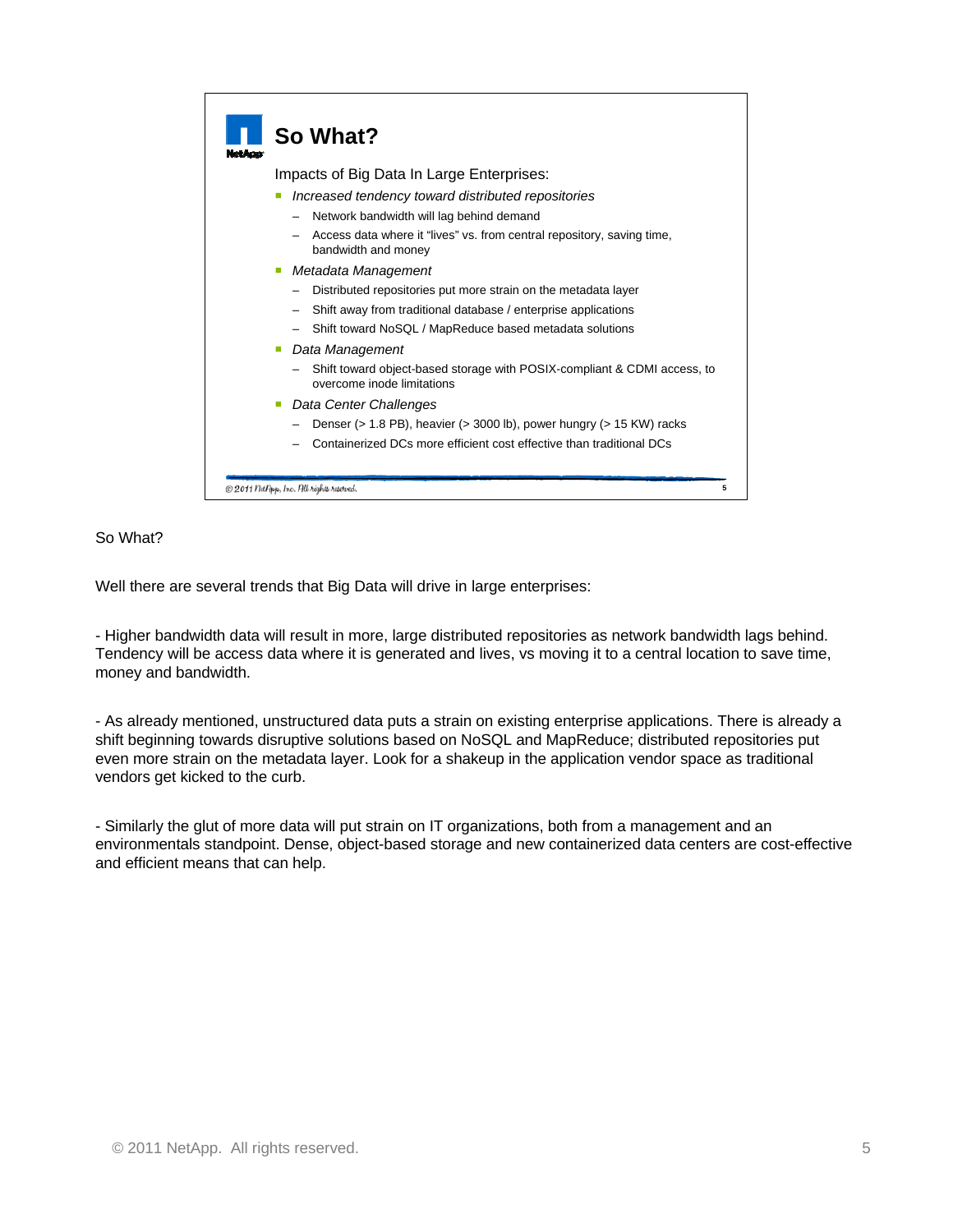## So What?

Impacts of Big Data In Large Enterprises:

- *Increased tendency toward distributed repositories*
  - Network bandwidth will lag behind demand
  - Access data where it "lives" vs. from central repository, saving time, bandwidth and money
- *Metadata Management*
  - Distributed repositories put more strain on the metadata layer
  - Shift away from traditional database / enterprise applications
  - Shift toward NoSQL / MapReduce based metadata solutions
- *Data Management*
  - Shift toward object-based storage with POSIX-compliant & CDMI access, to overcome inode limitations
- *Data Center Challenges*
  - Denser (> 1.8 PB), heavier (> 3000 lb), power hungry (> 15 KW) racks
  - Containerized DCs more efficient cost effective than traditional DCs

So What?

Well there are several trends that Big Data will drive in large enterprises:

- Higher bandwidth data will result in more, large distributed repositories as network bandwidth lags behind. Tendency will be access data where it is generated and lives, vs moving it to a central location to save time, money and bandwidth.

- As already mentioned, unstructured data puts a strain on existing enterprise applications. There is already a shift beginning towards disruptive solutions based on NoSQL and MapReduce; distributed repositories put even more strain on the metadata layer. Look for a shakeup in the application vendor space as traditional vendors get kicked to the curb.

- Similarly the glut of more data will put strain on IT organizations, both from a management and an environmentals standpoint. Dense, object-based storage and new containerized data centers are cost-effective and efficient means that can help.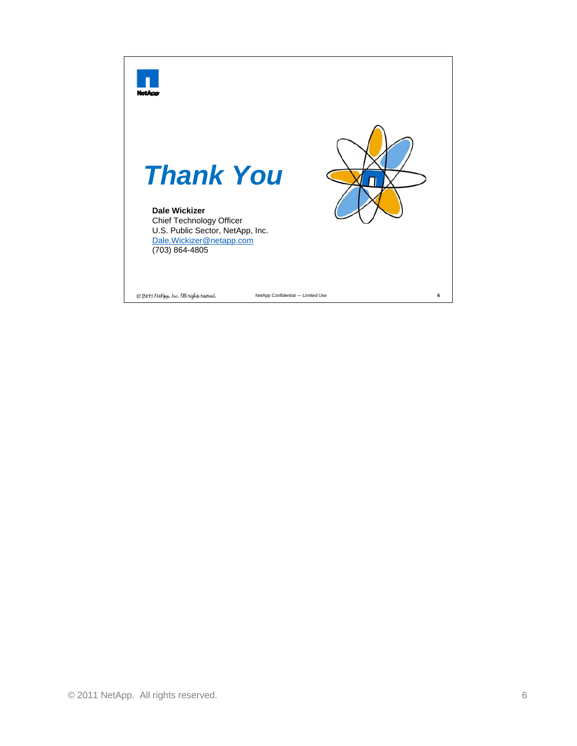# Thank You

**Dale Wickizer**
Chief Technology Officer
U.S. Public Sector, NetApp, Inc.
Dale.Wickizer@netapp.com
(703) 864-4805

© 2011 NetApp, Inc. All rights reserved.

NetApp Confidential — Limited Use